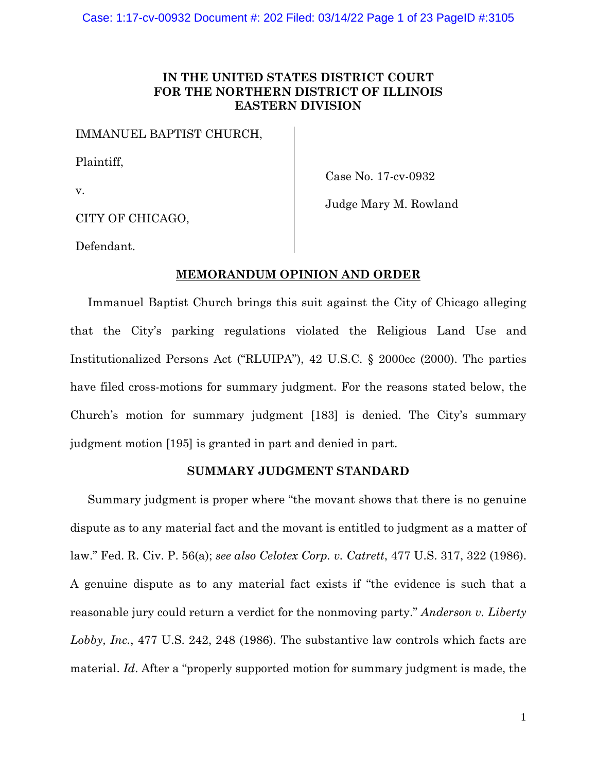**IN THE UNITED STATES DISTRICT COURT**
**FOR THE NORTHERN DISTRICT OF ILLINOIS**
**EASTERN DIVISION**

IMMANUEL BAPTIST CHURCH,

Plaintiff,

v.

CITY OF CHICAGO,

Defendant.

Case No. 17-cv-0932

Judge Mary M. Rowland

**MEMORANDUM OPINION AND ORDER**

Immanuel Baptist Church brings this suit against the City of Chicago alleging that the City's parking regulations violated the Religious Land Use and Institutionalized Persons Act ("RLUIPA"), 42 U.S.C. § 2000cc (2000). The parties have filed cross-motions for summary judgment. For the reasons stated below, the Church's motion for summary judgment [183] is denied. The City's summary judgment motion [195] is granted in part and denied in part.

**SUMMARY JUDGMENT STANDARD**

Summary judgment is proper where "the movant shows that there is no genuine dispute as to any material fact and the movant is entitled to judgment as a matter of law." Fed. R. Civ. P. 56(a); *see also Celotex Corp. v. Catrett*, 477 U.S. 317, 322 (1986). A genuine dispute as to any material fact exists if "the evidence is such that a reasonable jury could return a verdict for the nonmoving party." *Anderson v. Liberty Lobby, Inc.*, 477 U.S. 242, 248 (1986). The substantive law controls which facts are material. *Id*. After a "properly supported motion for summary judgment is made, the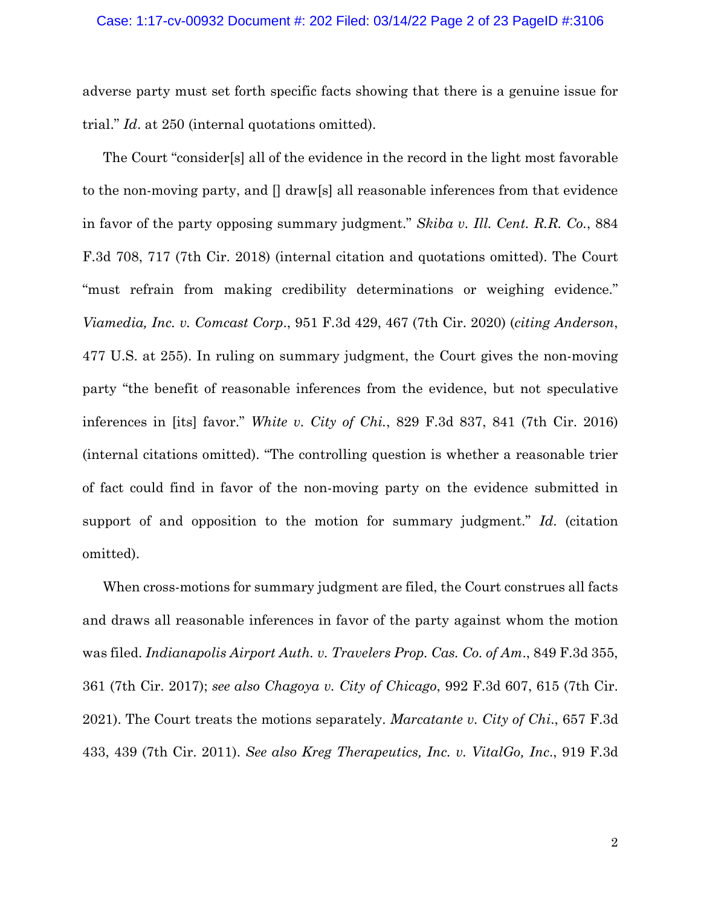adverse party must set forth specific facts showing that there is a genuine issue for trial." *Id*. at 250 (internal quotations omitted).

The Court "consider[s] all of the evidence in the record in the light most favorable to the non-moving party, and [] draw[s] all reasonable inferences from that evidence in favor of the party opposing summary judgment." *Skiba v. Ill. Cent. R.R. Co.*, 884 F.3d 708, 717 (7th Cir. 2018) (internal citation and quotations omitted). The Court "must refrain from making credibility determinations or weighing evidence." *Viamedia, Inc. v. Comcast Corp*., 951 F.3d 429, 467 (7th Cir. 2020) (*citing Anderson*, 477 U.S. at 255). In ruling on summary judgment, the Court gives the non-moving party "the benefit of reasonable inferences from the evidence, but not speculative inferences in [its] favor." *White v. City of Chi.*, 829 F.3d 837, 841 (7th Cir. 2016) (internal citations omitted). "The controlling question is whether a reasonable trier of fact could find in favor of the non-moving party on the evidence submitted in support of and opposition to the motion for summary judgment." *Id.* (citation omitted).

When cross-motions for summary judgment are filed, the Court construes all facts and draws all reasonable inferences in favor of the party against whom the motion was filed. *Indianapolis Airport Auth. v. Travelers Prop. Cas. Co. of Am*., 849 F.3d 355, 361 (7th Cir. 2017); *see also Chagoya v. City of Chicago*, 992 F.3d 607, 615 (7th Cir. 2021). The Court treats the motions separately. *Marcatante v. City of Chi.*, 657 F.3d 433, 439 (7th Cir. 2011). *See also Kreg Therapeutics, Inc. v. VitalGo, Inc*., 919 F.3d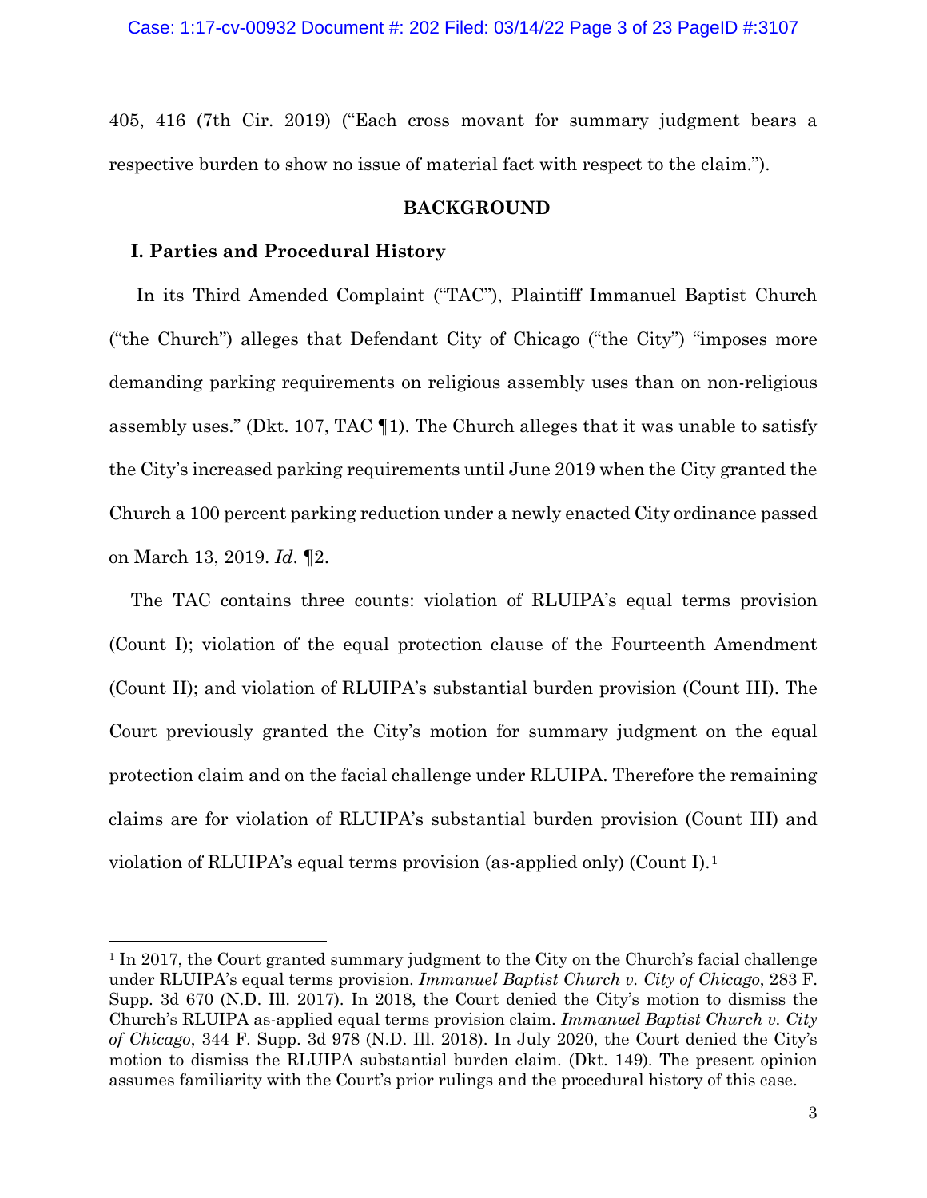405, 416 (7th Cir. 2019) ("Each cross movant for summary judgment bears a respective burden to show no issue of material fact with respect to the claim.").

## BACKGROUND

### I. Parties and Procedural History

In its Third Amended Complaint ("TAC"), Plaintiff Immanuel Baptist Church ("the Church") alleges that Defendant City of Chicago ("the City") "imposes more demanding parking requirements on religious assembly uses than on non-religious assembly uses." (Dkt. 107, TAC ¶1). The Church alleges that it was unable to satisfy the City's increased parking requirements until June 2019 when the City granted the Church a 100 percent parking reduction under a newly enacted City ordinance passed on March 13, 2019. *Id*. ¶2.

The TAC contains three counts: violation of RLUIPA's equal terms provision (Count I); violation of the equal protection clause of the Fourteenth Amendment (Count II); and violation of RLUIPA's substantial burden provision (Count III). The Court previously granted the City's motion for summary judgment on the equal protection claim and on the facial challenge under RLUIPA. Therefore the remaining claims are for violation of RLUIPA's substantial burden provision (Count III) and violation of RLUIPA's equal terms provision (as-applied only) (Count I).[1]

---

[1] In 2017, the Court granted summary judgment to the City on the Church's facial challenge under RLUIPA's equal terms provision. *Immanuel Baptist Church v. City of Chicago*, 283 F. Supp. 3d 670 (N.D. Ill. 2017). In 2018, the Court denied the City's motion to dismiss the Church's RLUIPA as-applied equal terms provision claim. *Immanuel Baptist Church v. City of Chicago*, 344 F. Supp. 3d 978 (N.D. Ill. 2018). In July 2020, the Court denied the City's motion to dismiss the RLUIPA substantial burden claim. (Dkt. 149). The present opinion assumes familiarity with the Court's prior rulings and the procedural history of this case.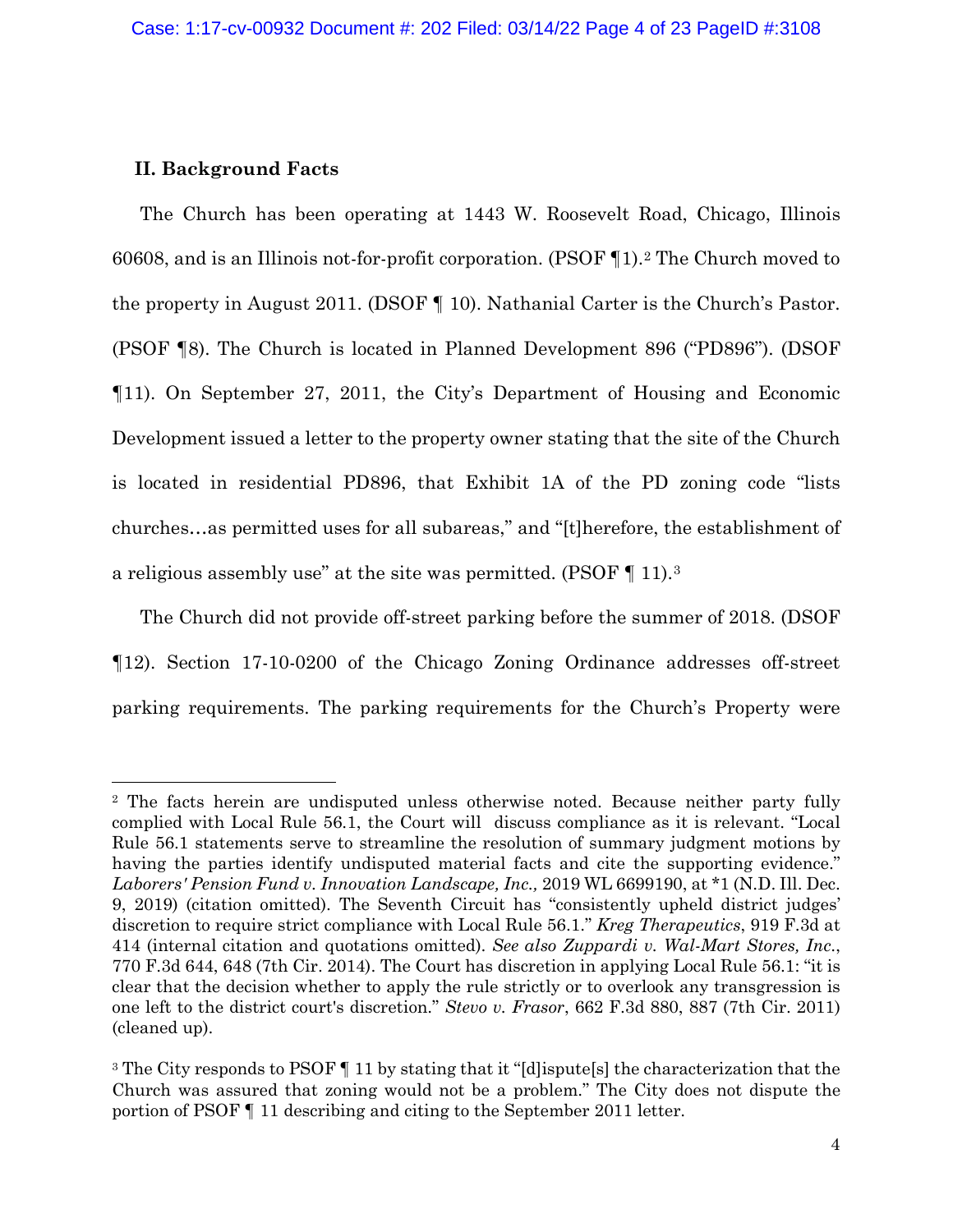## II. Background Facts

The Church has been operating at 1443 W. Roosevelt Road, Chicago, Illinois 60608, and is an Illinois not-for-profit corporation. (PSOF ¶1).[2] The Church moved to the property in August 2011. (DSOF ¶ 10). Nathanial Carter is the Church's Pastor. (PSOF ¶8). The Church is located in Planned Development 896 ("PD896"). (DSOF ¶11). On September 27, 2011, the City's Department of Housing and Economic Development issued a letter to the property owner stating that the site of the Church is located in residential PD896, that Exhibit 1A of the PD zoning code "lists churches…as permitted uses for all subareas," and "[t]herefore, the establishment of a religious assembly use" at the site was permitted. (PSOF ¶ 11).[3]

The Church did not provide off-street parking before the summer of 2018. (DSOF ¶12). Section 17-10-0200 of the Chicago Zoning Ordinance addresses off-street parking requirements. The parking requirements for the Church's Property were

---

[2] The facts herein are undisputed unless otherwise noted. Because neither party fully complied with Local Rule 56.1, the Court will discuss compliance as it is relevant. "Local Rule 56.1 statements serve to streamline the resolution of summary judgment motions by having the parties identify undisputed material facts and cite the supporting evidence." *Laborers' Pension Fund v. Innovation Landscape, Inc.,* 2019 WL 6699190, at *1 (N.D. Ill. Dec. 9, 2019) (citation omitted). The Seventh Circuit has "consistently upheld district judges' discretion to require strict compliance with Local Rule 56.1." *Kreg Therapeutics*, 919 F.3d at 414 (internal citation and quotations omitted). *See also Zuppardi v. Wal-Mart Stores, Inc.*, 770 F.3d 644, 648 (7th Cir. 2014). The Court has discretion in applying Local Rule 56.1: "it is clear that the decision whether to apply the rule strictly or to overlook any transgression is one left to the district court's discretion." *Stevo v. Frasor*, 662 F.3d 880, 887 (7th Cir. 2011) (cleaned up).

[3] The City responds to PSOF ¶ 11 by stating that it "[d]ispute[s] the characterization that the Church was assured that zoning would not be a problem." The City does not dispute the portion of PSOF ¶ 11 describing and citing to the September 2011 letter.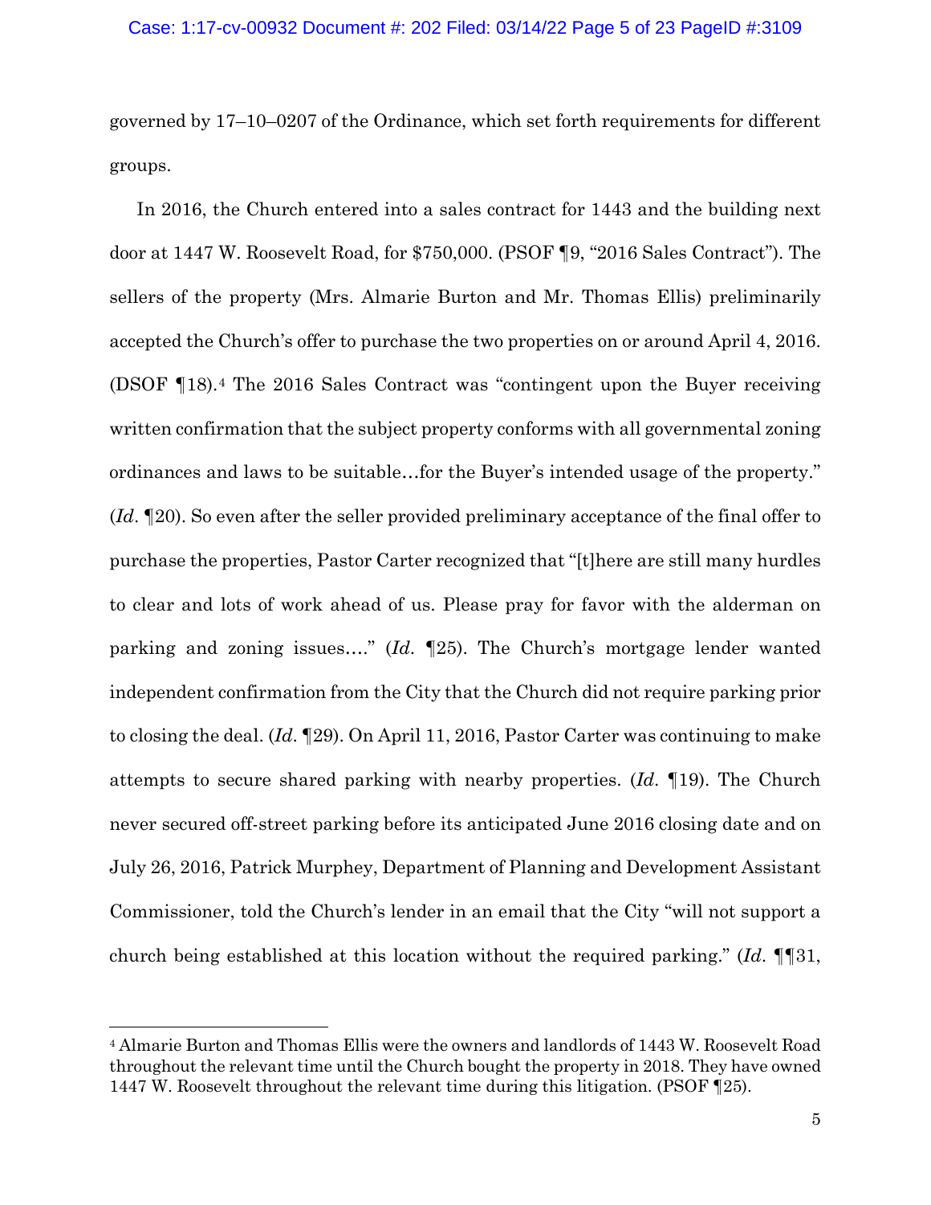governed by 17–10–0207 of the Ordinance, which set forth requirements for different groups.

In 2016, the Church entered into a sales contract for 1443 and the building next door at 1447 W. Roosevelt Road, for $750,000. (PSOF ¶9, "2016 Sales Contract"). The sellers of the property (Mrs. Almarie Burton and Mr. Thomas Ellis) preliminarily accepted the Church's offer to purchase the two properties on or around April 4, 2016. (DSOF ¶18).[4] The 2016 Sales Contract was "contingent upon the Buyer receiving written confirmation that the subject property conforms with all governmental zoning ordinances and laws to be suitable…for the Buyer's intended usage of the property." (*Id.* ¶20). So even after the seller provided preliminary acceptance of the final offer to purchase the properties, Pastor Carter recognized that "[t]here are still many hurdles to clear and lots of work ahead of us. Please pray for favor with the alderman on parking and zoning issues…." (*Id.* ¶25). The Church's mortgage lender wanted independent confirmation from the City that the Church did not require parking prior to closing the deal. (*Id.* ¶29). On April 11, 2016, Pastor Carter was continuing to make attempts to secure shared parking with nearby properties. (*Id.* ¶19). The Church never secured off-street parking before its anticipated June 2016 closing date and on July 26, 2016, Patrick Murphey, Department of Planning and Development Assistant Commissioner, told the Church's lender in an email that the City "will not support a church being established at this location without the required parking." (*Id.* ¶¶31,

---

[4] Almarie Burton and Thomas Ellis were the owners and landlords of 1443 W. Roosevelt Road throughout the relevant time until the Church bought the property in 2018. They have owned 1447 W. Roosevelt throughout the relevant time during this litigation. (PSOF ¶25).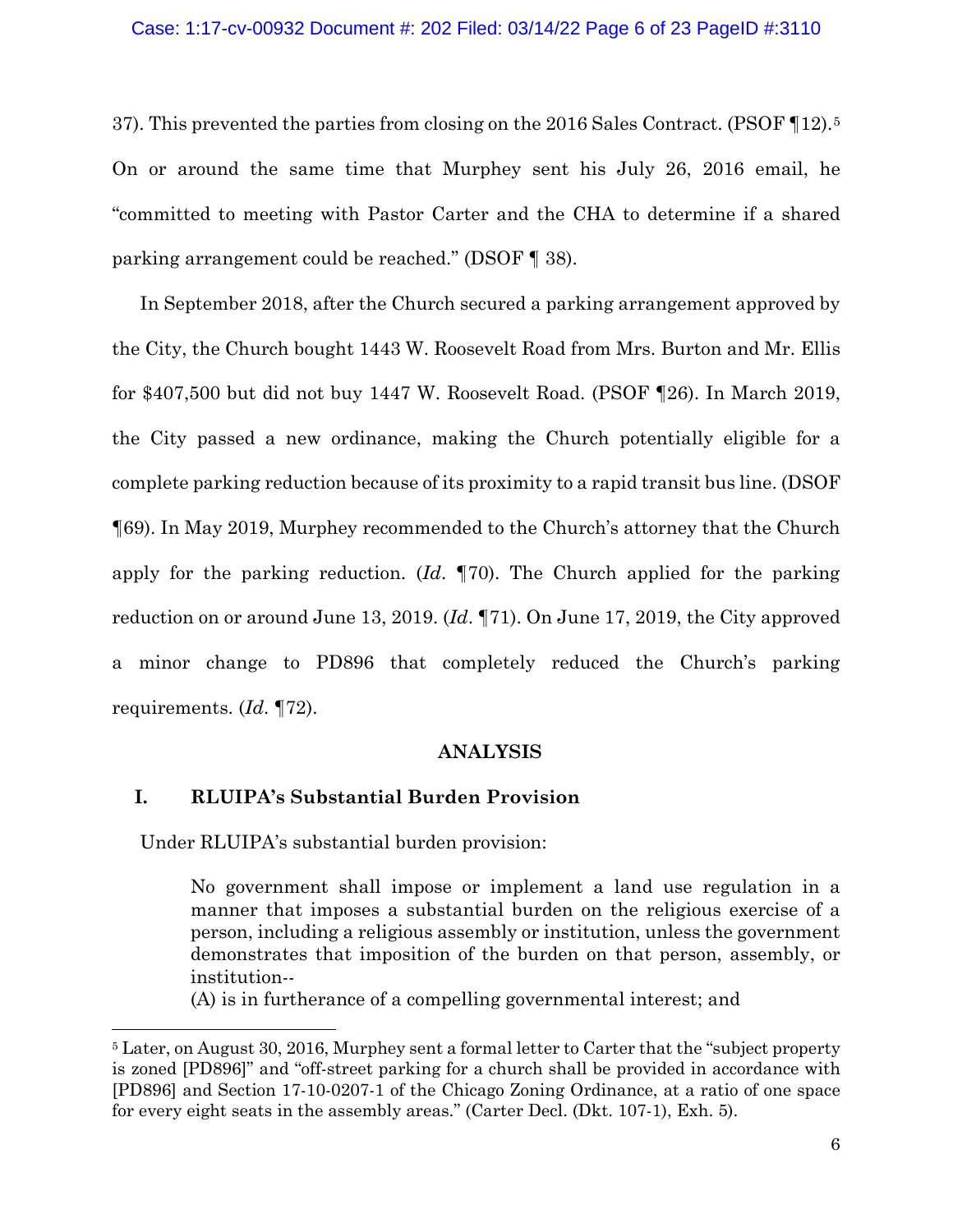37). This prevented the parties from closing on the 2016 Sales Contract. (PSOF ¶12).[5] On or around the same time that Murphey sent his July 26, 2016 email, he "committed to meeting with Pastor Carter and the CHA to determine if a shared parking arrangement could be reached." (DSOF ¶ 38).

In September 2018, after the Church secured a parking arrangement approved by the City, the Church bought 1443 W. Roosevelt Road from Mrs. Burton and Mr. Ellis for $407,500 but did not buy 1447 W. Roosevelt Road. (PSOF ¶26). In March 2019, the City passed a new ordinance, making the Church potentially eligible for a complete parking reduction because of its proximity to a rapid transit bus line. (DSOF ¶69). In May 2019, Murphey recommended to the Church's attorney that the Church apply for the parking reduction. (*Id*. ¶70). The Church applied for the parking reduction on or around June 13, 2019. (*Id*. ¶71). On June 17, 2019, the City approved a minor change to PD896 that completely reduced the Church's parking requirements. (*Id*. ¶72).

## ANALYSIS

### I. RLUIPA's Substantial Burden Provision

Under RLUIPA's substantial burden provision:

> No government shall impose or implement a land use regulation in a manner that imposes a substantial burden on the religious exercise of a person, including a religious assembly or institution, unless the government demonstrates that imposition of the burden on that person, assembly, or institution--
>
> (A) is in furtherance of a compelling governmental interest; and

[5] Later, on August 30, 2016, Murphey sent a formal letter to Carter that the "subject property is zoned [PD896]" and "off-street parking for a church shall be provided in accordance with [PD896] and Section 17-10-0207-1 of the Chicago Zoning Ordinance, at a ratio of one space for every eight seats in the assembly areas." (Carter Decl. (Dkt. 107-1), Exh. 5).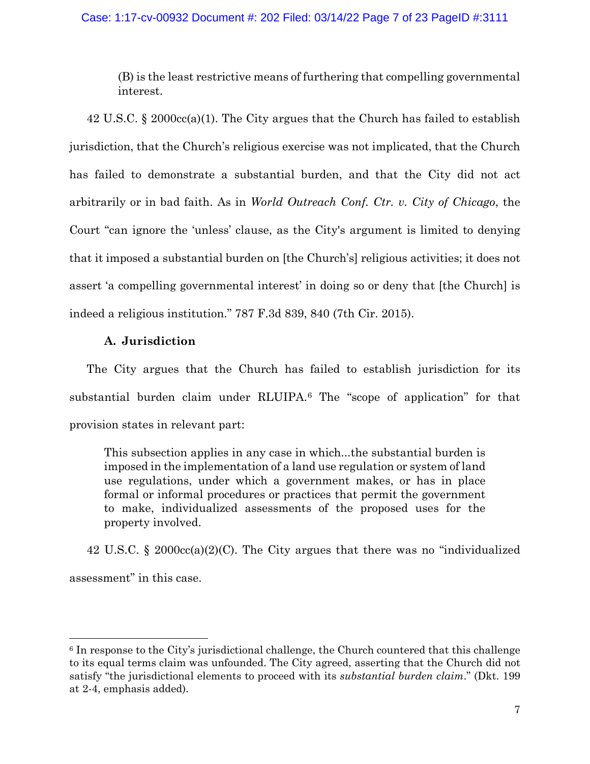> (B) is the least restrictive means of furthering that compelling governmental interest.

42 U.S.C. § 2000cc(a)(1). The City argues that the Church has failed to establish jurisdiction, that the Church's religious exercise was not implicated, that the Church has failed to demonstrate a substantial burden, and that the City did not act arbitrarily or in bad faith. As in *World Outreach Conf. Ctr. v. City of Chicago*, the Court "can ignore the 'unless' clause, as the City's argument is limited to denying that it imposed a substantial burden on [the Church's] religious activities; it does not assert 'a compelling governmental interest' in doing so or deny that [the Church] is indeed a religious institution." 787 F.3d 839, 840 (7th Cir. 2015).

### A. Jurisdiction

The City argues that the Church has failed to establish jurisdiction for its substantial burden claim under RLUIPA.[6] The "scope of application" for that provision states in relevant part:

> This subsection applies in any case in which...the substantial burden is imposed in the implementation of a land use regulation or system of land use regulations, under which a government makes, or has in place formal or informal procedures or practices that permit the government to make, individualized assessments of the proposed uses for the property involved.

42 U.S.C. § 2000cc(a)(2)(C). The City argues that there was no "individualized assessment" in this case.

---

[6] In response to the City's jurisdictional challenge, the Church countered that this challenge to its equal terms claim was unfounded. The City agreed, asserting that the Church did not satisfy "the jurisdictional elements to proceed with its *substantial burden claim*." (Dkt. 199 at 2-4, emphasis added).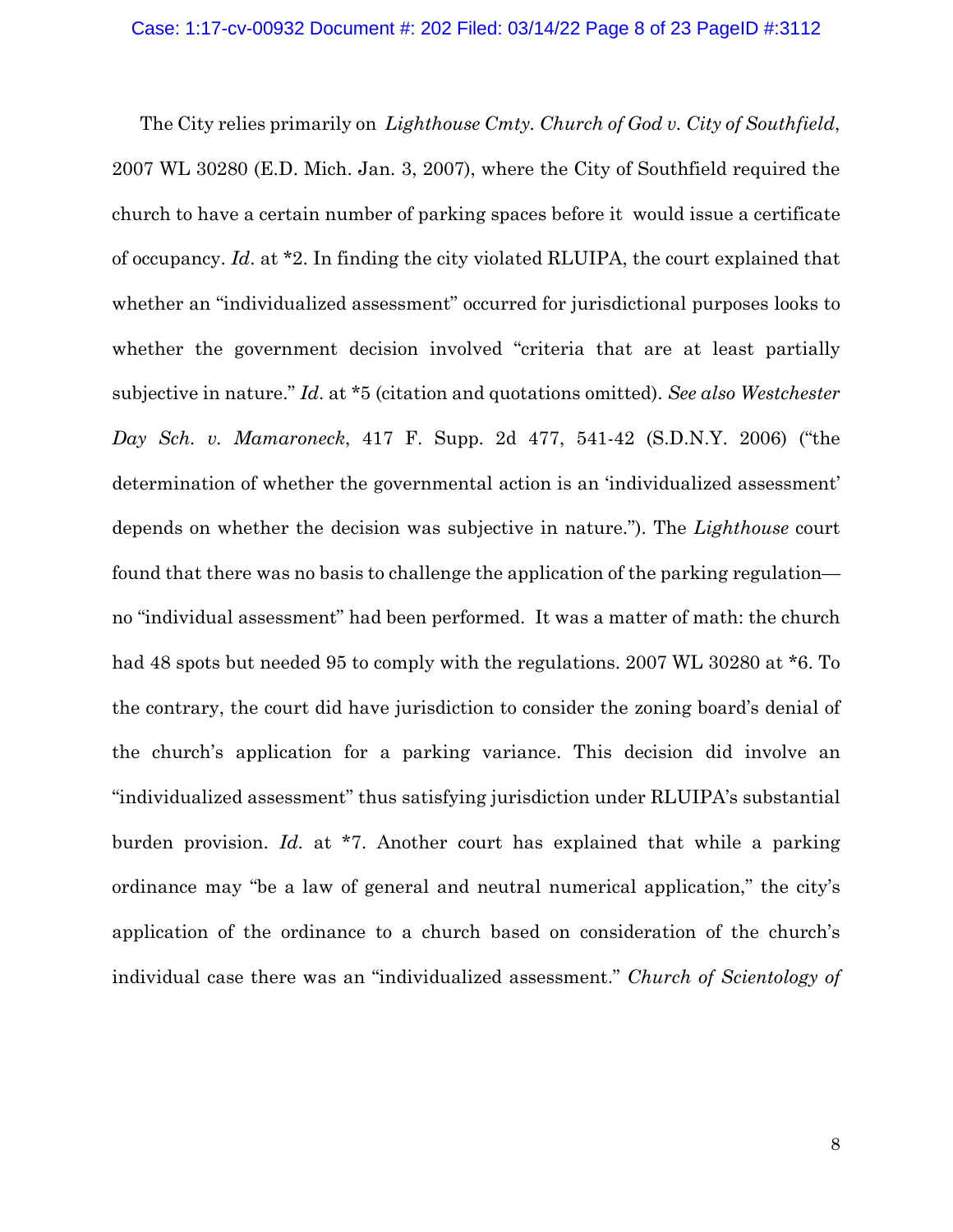The City relies primarily on *Lighthouse Cmty. Church of God v. City of Southfield*, 2007 WL 30280 (E.D. Mich. Jan. 3, 2007), where the City of Southfield required the church to have a certain number of parking spaces before it would issue a certificate of occupancy. *Id*. at \*2. In finding the city violated RLUIPA, the court explained that whether an "individualized assessment" occurred for jurisdictional purposes looks to whether the government decision involved "criteria that are at least partially subjective in nature." *Id*. at \*5 (citation and quotations omitted). *See also Westchester Day Sch. v. Mamaroneck*, 417 F. Supp. 2d 477, 541-42 (S.D.N.Y. 2006) ("the determination of whether the governmental action is an 'individualized assessment' depends on whether the decision was subjective in nature."). The *Lighthouse* court found that there was no basis to challenge the application of the parking regulation—no "individual assessment" had been performed. It was a matter of math: the church had 48 spots but needed 95 to comply with the regulations. 2007 WL 30280 at \*6. To the contrary, the court did have jurisdiction to consider the zoning board's denial of the church's application for a parking variance. This decision did involve an "individualized assessment" thus satisfying jurisdiction under RLUIPA's substantial burden provision. *Id.* at \*7. Another court has explained that while a parking ordinance may "be a law of general and neutral numerical application," the city's application of the ordinance to a church based on consideration of the church's individual case there was an "individualized assessment." *Church of Scientology of*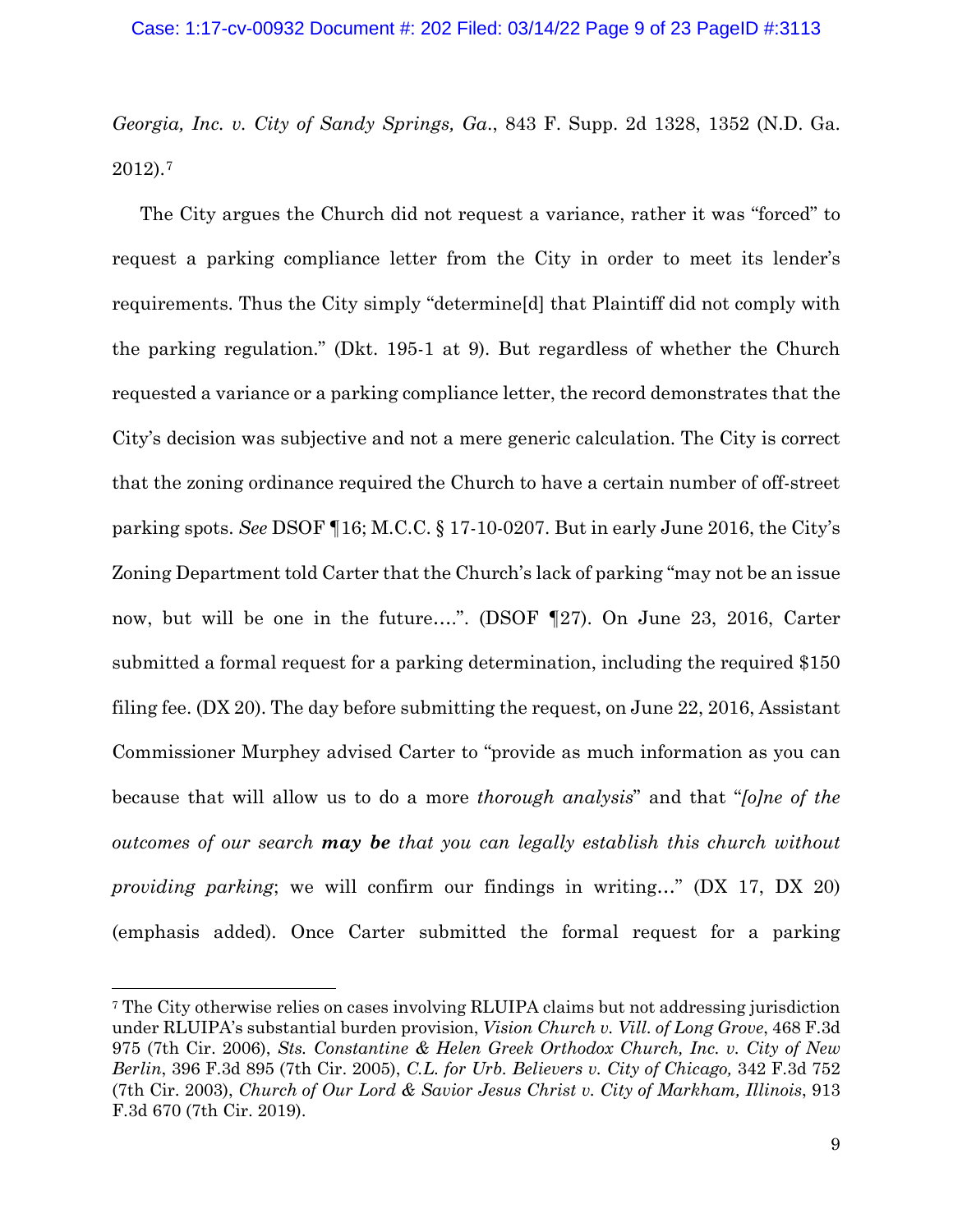*Georgia, Inc. v. City of Sandy Springs, Ga.*, 843 F. Supp. 2d 1328, 1352 (N.D. Ga. 2012).[7]

The City argues the Church did not request a variance, rather it was "forced" to request a parking compliance letter from the City in order to meet its lender's requirements. Thus the City simply "determine[d] that Plaintiff did not comply with the parking regulation." (Dkt. 195-1 at 9). But regardless of whether the Church requested a variance or a parking compliance letter, the record demonstrates that the City's decision was subjective and not a mere generic calculation. The City is correct that the zoning ordinance required the Church to have a certain number of off-street parking spots. *See* DSOF ¶16; M.C.C. § 17-10-0207. But in early June 2016, the City's Zoning Department told Carter that the Church's lack of parking "may not be an issue now, but will be one in the future….". (DSOF ¶27). On June 23, 2016, Carter submitted a formal request for a parking determination, including the required $150 filing fee. (DX 20). The day before submitting the request, on June 22, 2016, Assistant Commissioner Murphey advised Carter to "provide as much information as you can because that will allow us to do a more *thorough analysis*" and that "*[o]ne of the outcomes of our search* ***may be*** *that you can legally establish this church without providing parking*; we will confirm our findings in writing…" (DX 17, DX 20) (emphasis added). Once Carter submitted the formal request for a parking

---

[7] The City otherwise relies on cases involving RLUIPA claims but not addressing jurisdiction under RLUIPA's substantial burden provision, *Vision Church v. Vill. of Long Grove*, 468 F.3d 975 (7th Cir. 2006), *Sts. Constantine & Helen Greek Orthodox Church, Inc. v. City of New Berlin*, 396 F.3d 895 (7th Cir. 2005), *C.L. for Urb. Believers v. City of Chicago,* 342 F.3d 752 (7th Cir. 2003), *Church of Our Lord & Savior Jesus Christ v. City of Markham, Illinois*, 913 F.3d 670 (7th Cir. 2019).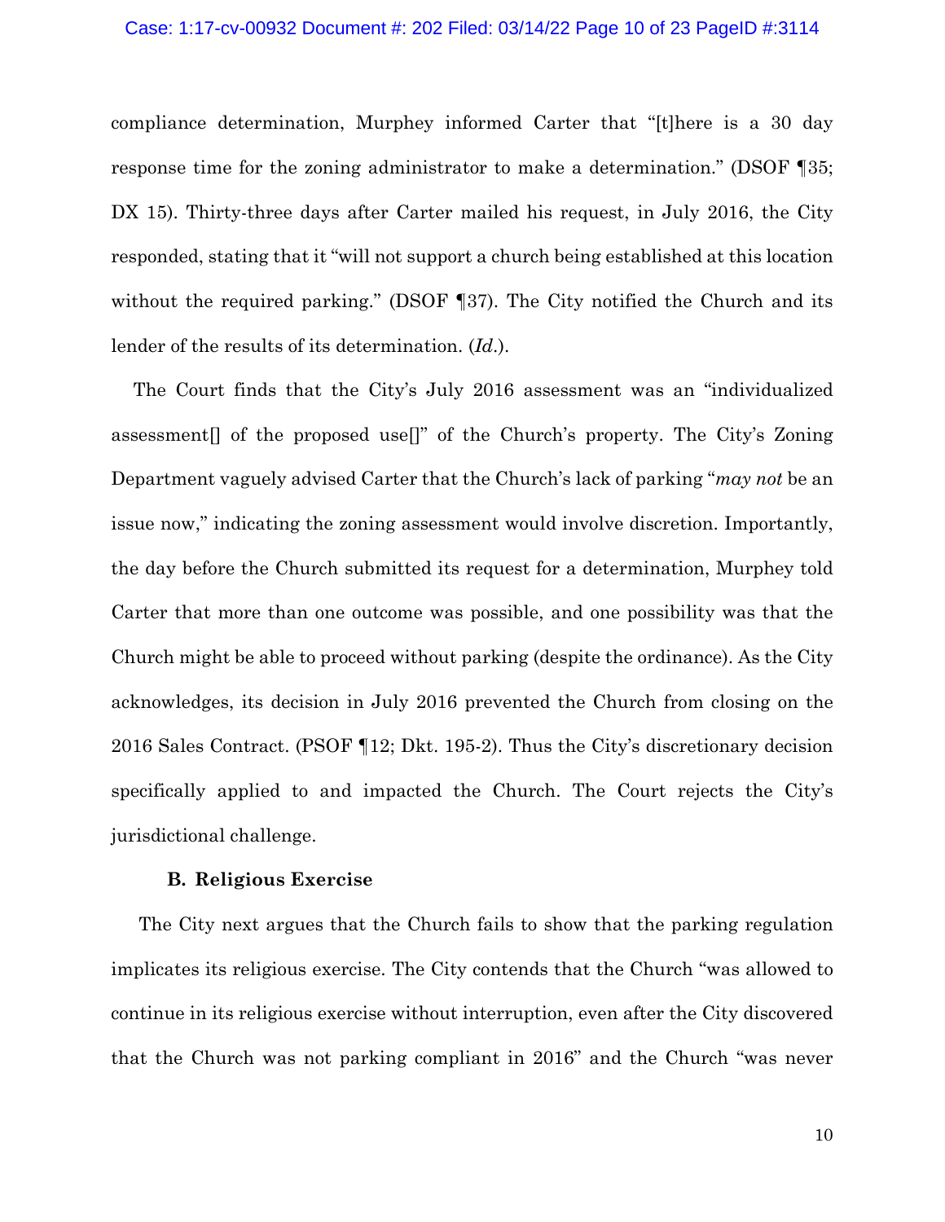compliance determination, Murphey informed Carter that "[t]here is a 30 day response time for the zoning administrator to make a determination." (DSOF ¶35; DX 15). Thirty-three days after Carter mailed his request, in July 2016, the City responded, stating that it "will not support a church being established at this location without the required parking." (DSOF ¶37). The City notified the Church and its lender of the results of its determination. (*Id.*).

The Court finds that the City's July 2016 assessment was an "individualized assessment[] of the proposed use[]" of the Church's property. The City's Zoning Department vaguely advised Carter that the Church's lack of parking "*may not* be an issue now," indicating the zoning assessment would involve discretion. Importantly, the day before the Church submitted its request for a determination, Murphey told Carter that more than one outcome was possible, and one possibility was that the Church might be able to proceed without parking (despite the ordinance). As the City acknowledges, its decision in July 2016 prevented the Church from closing on the 2016 Sales Contract. (PSOF ¶12; Dkt. 195-2). Thus the City's discretionary decision specifically applied to and impacted the Church. The Court rejects the City's jurisdictional challenge.

### B. Religious Exercise

The City next argues that the Church fails to show that the parking regulation implicates its religious exercise. The City contends that the Church "was allowed to continue in its religious exercise without interruption, even after the City discovered that the Church was not parking compliant in 2016" and the Church "was never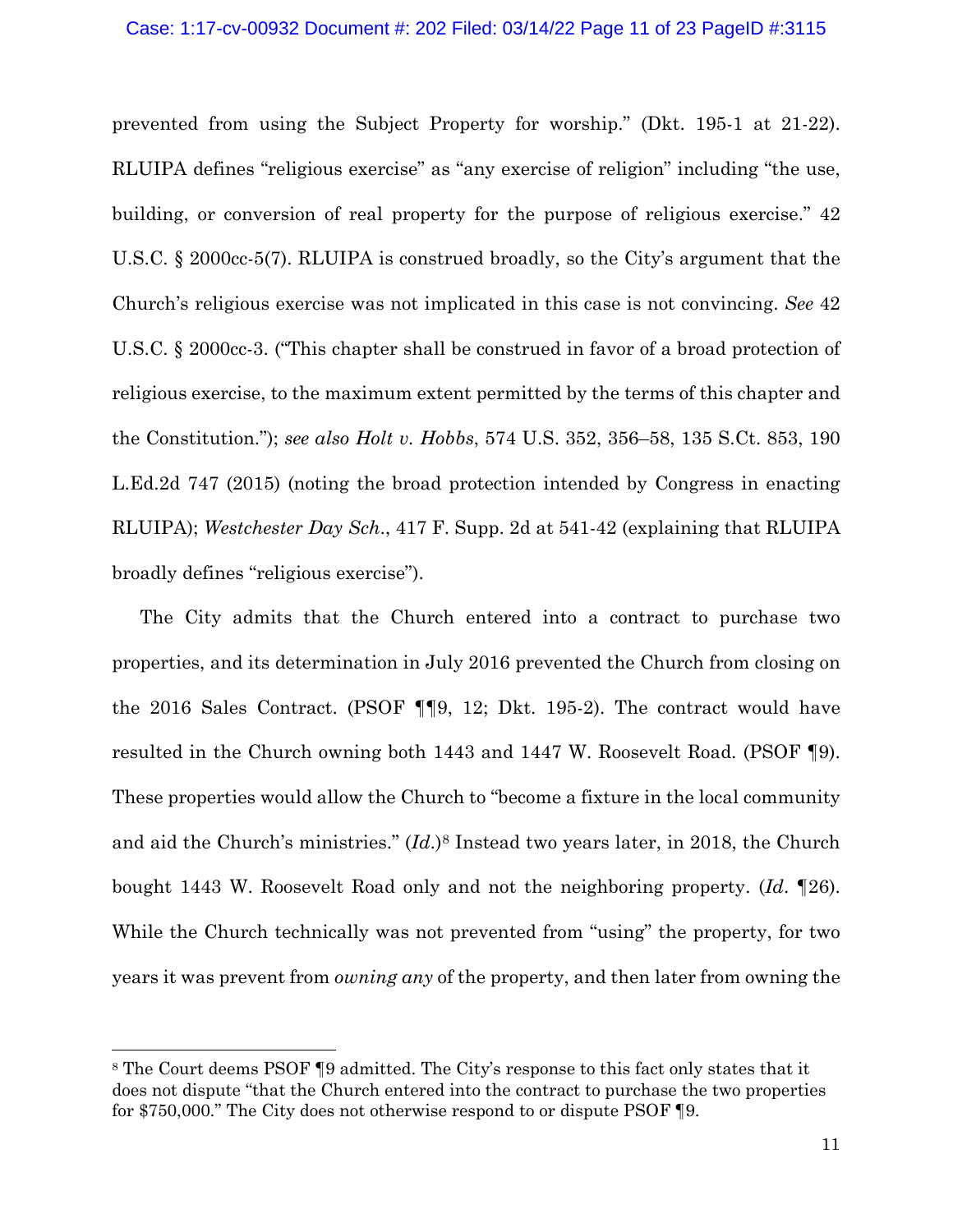prevented from using the Subject Property for worship." (Dkt. 195-1 at 21-22). RLUIPA defines "religious exercise" as "any exercise of religion" including "the use, building, or conversion of real property for the purpose of religious exercise." 42 U.S.C. § 2000cc-5(7). RLUIPA is construed broadly, so the City's argument that the Church's religious exercise was not implicated in this case is not convincing. *See* 42 U.S.C. § 2000cc-3. ("This chapter shall be construed in favor of a broad protection of religious exercise, to the maximum extent permitted by the terms of this chapter and the Constitution."); *see also Holt v. Hobbs*, 574 U.S. 352, 356–58, 135 S.Ct. 853, 190 L.Ed.2d 747 (2015) (noting the broad protection intended by Congress in enacting RLUIPA); *Westchester Day Sch.*, 417 F. Supp. 2d at 541-42 (explaining that RLUIPA broadly defines "religious exercise").

The City admits that the Church entered into a contract to purchase two properties, and its determination in July 2016 prevented the Church from closing on the 2016 Sales Contract. (PSOF ¶¶9, 12; Dkt. 195-2). The contract would have resulted in the Church owning both 1443 and 1447 W. Roosevelt Road. (PSOF ¶9). These properties would allow the Church to "become a fixture in the local community and aid the Church's ministries." (*Id.*)[8] Instead two years later, in 2018, the Church bought 1443 W. Roosevelt Road only and not the neighboring property. (*Id.* ¶26). While the Church technically was not prevented from "using" the property, for two years it was prevent from *owning any* of the property, and then later from owning the

[8] The Court deems PSOF ¶9 admitted. The City's response to this fact only states that it does not dispute "that the Church entered into the contract to purchase the two properties for $750,000." The City does not otherwise respond to or dispute PSOF ¶9.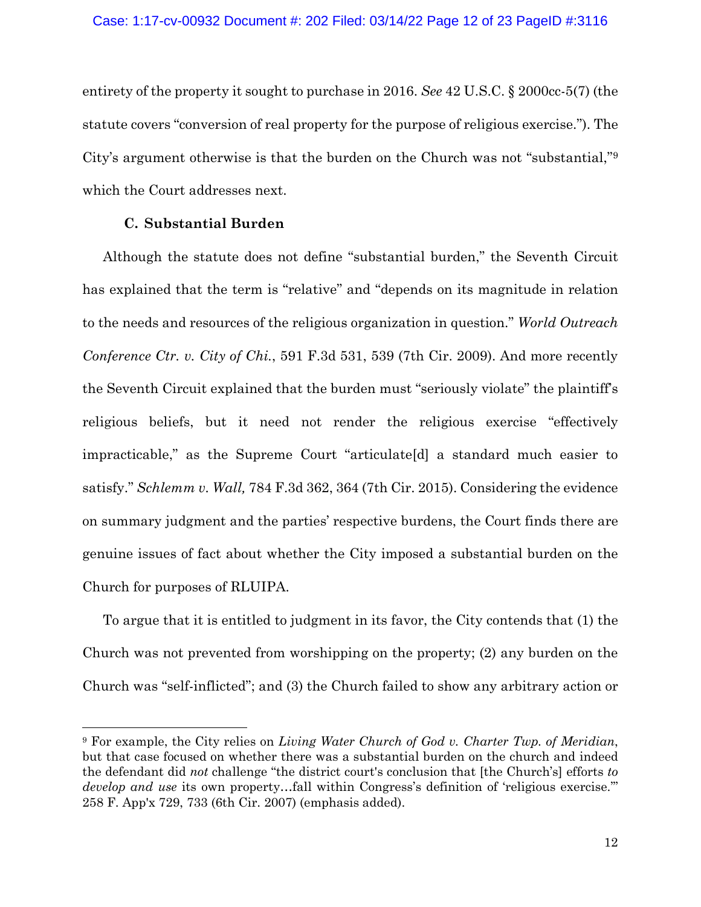entirety of the property it sought to purchase in 2016. *See* 42 U.S.C. § 2000cc-5(7) (the statute covers "conversion of real property for the purpose of religious exercise."). The City's argument otherwise is that the burden on the Church was not "substantial,"[9] which the Court addresses next.

### C. Substantial Burden

Although the statute does not define "substantial burden," the Seventh Circuit has explained that the term is "relative" and "depends on its magnitude in relation to the needs and resources of the religious organization in question." *World Outreach Conference Ctr. v. City of Chi.*, 591 F.3d 531, 539 (7th Cir. 2009). And more recently the Seventh Circuit explained that the burden must "seriously violate" the plaintiff's religious beliefs, but it need not render the religious exercise "effectively impracticable," as the Supreme Court "articulate[d] a standard much easier to satisfy." *Schlemm v. Wall,* 784 F.3d 362, 364 (7th Cir. 2015). Considering the evidence on summary judgment and the parties' respective burdens, the Court finds there are genuine issues of fact about whether the City imposed a substantial burden on the Church for purposes of RLUIPA.

To argue that it is entitled to judgment in its favor, the City contends that (1) the Church was not prevented from worshipping on the property; (2) any burden on the Church was "self-inflicted"; and (3) the Church failed to show any arbitrary action or

---

[9] For example, the City relies on *Living Water Church of God v. Charter Twp. of Meridian*, but that case focused on whether there was a substantial burden on the church and indeed the defendant did *not* challenge "the district court's conclusion that [the Church's] efforts *to develop and use* its own property…fall within Congress's definition of 'religious exercise.'" 258 F. App'x 729, 733 (6th Cir. 2007) (emphasis added).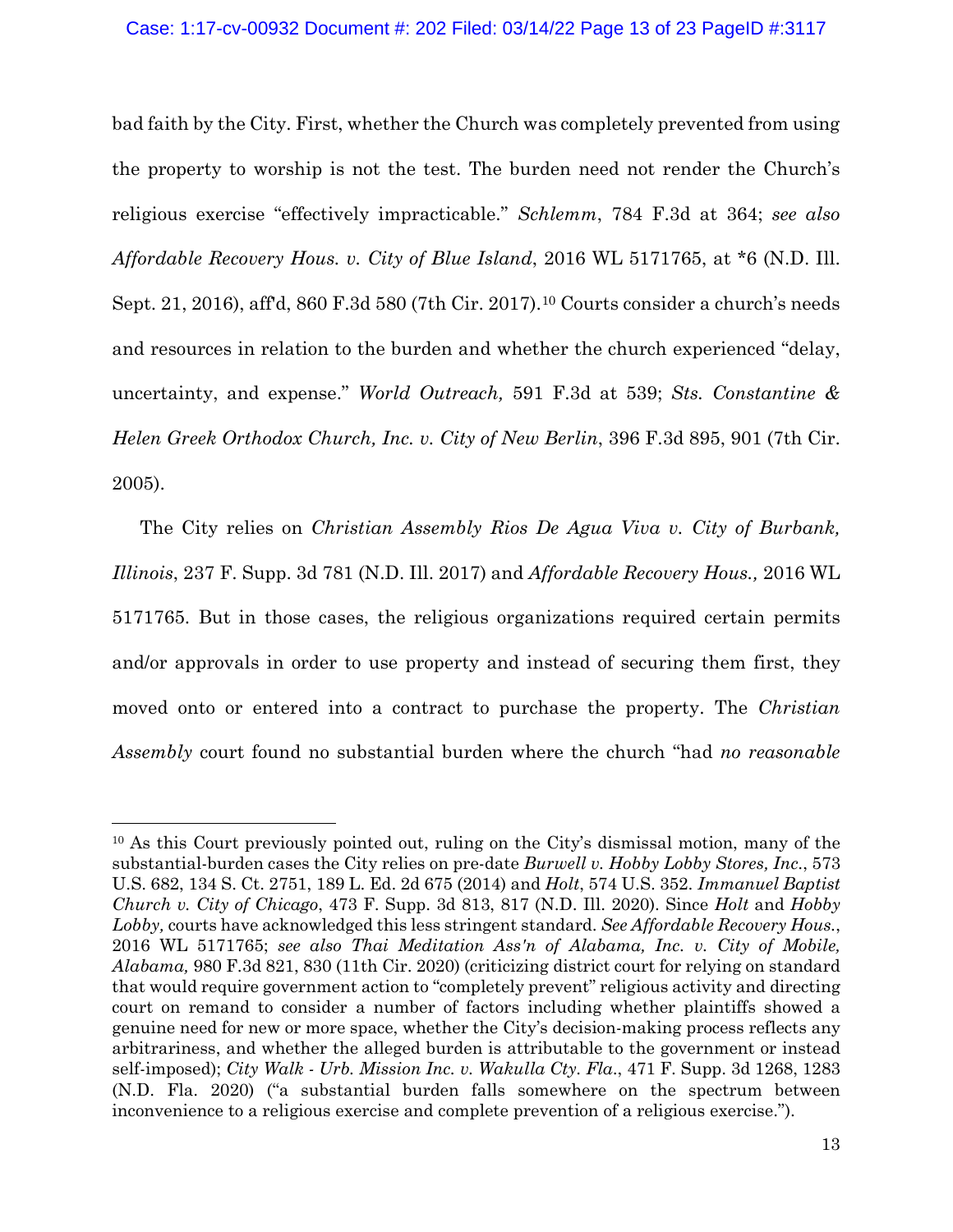bad faith by the City. First, whether the Church was completely prevented from using the property to worship is not the test. The burden need not render the Church's religious exercise "effectively impracticable." *Schlemm*, 784 F.3d at 364; *see also Affordable Recovery Hous. v. City of Blue Island*, 2016 WL 5171765, at *6 (N.D. Ill. Sept. 21, 2016), aff'd, 860 F.3d 580 (7th Cir. 2017).[10] Courts consider a church's needs and resources in relation to the burden and whether the church experienced "delay, uncertainty, and expense." *World Outreach,* 591 F.3d at 539; *Sts. Constantine & Helen Greek Orthodox Church, Inc. v. City of New Berlin*, 396 F.3d 895, 901 (7th Cir. 2005).

The City relies on *Christian Assembly Rios De Agua Viva v. City of Burbank, Illinois*, 237 F. Supp. 3d 781 (N.D. Ill. 2017) and *Affordable Recovery Hous.,* 2016 WL 5171765. But in those cases, the religious organizations required certain permits and/or approvals in order to use property and instead of securing them first, they moved onto or entered into a contract to purchase the property. The *Christian Assembly* court found no substantial burden where the church "had *no reasonable*

---

[10] As this Court previously pointed out, ruling on the City's dismissal motion, many of the substantial-burden cases the City relies on pre-date *Burwell v. Hobby Lobby Stores, Inc.*, 573 U.S. 682, 134 S. Ct. 2751, 189 L. Ed. 2d 675 (2014) and *Holt*, 574 U.S. 352. *Immanuel Baptist Church v. City of Chicago*, 473 F. Supp. 3d 813, 817 (N.D. Ill. 2020). Since *Holt* and *Hobby Lobby,* courts have acknowledged this less stringent standard. *See Affordable Recovery Hous.*, 2016 WL 5171765; *see also Thai Meditation Ass'n of Alabama, Inc. v. City of Mobile, Alabama,* 980 F.3d 821, 830 (11th Cir. 2020) (criticizing district court for relying on standard that would require government action to "completely prevent" religious activity and directing court on remand to consider a number of factors including whether plaintiffs showed a genuine need for new or more space, whether the City's decision-making process reflects any arbitrariness, and whether the alleged burden is attributable to the government or instead self-imposed); *City Walk - Urb. Mission Inc. v. Wakulla Cty. Fla.*, 471 F. Supp. 3d 1268, 1283 (N.D. Fla. 2020) ("a substantial burden falls somewhere on the spectrum between inconvenience to a religious exercise and complete prevention of a religious exercise.").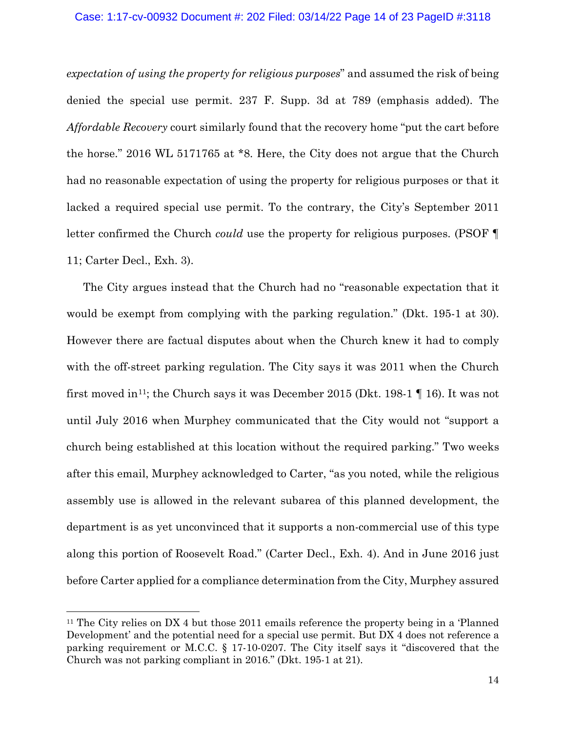*expectation of using the property for religious purposes*" and assumed the risk of being denied the special use permit. 237 F. Supp. 3d at 789 (emphasis added). The *Affordable Recovery* court similarly found that the recovery home "put the cart before the horse." 2016 WL 5171765 at *8. Here, the City does not argue that the Church had no reasonable expectation of using the property for religious purposes or that it lacked a required special use permit. To the contrary, the City's September 2011 letter confirmed the Church *could* use the property for religious purposes. (PSOF ¶ 11; Carter Decl., Exh. 3).

The City argues instead that the Church had no "reasonable expectation that it would be exempt from complying with the parking regulation." (Dkt. 195-1 at 30). However there are factual disputes about when the Church knew it had to comply with the off-street parking regulation. The City says it was 2011 when the Church first moved in[11]; the Church says it was December 2015 (Dkt. 198-1 ¶ 16). It was not until July 2016 when Murphey communicated that the City would not "support a church being established at this location without the required parking." Two weeks after this email, Murphey acknowledged to Carter, "as you noted, while the religious assembly use is allowed in the relevant subarea of this planned development, the department is as yet unconvinced that it supports a non-commercial use of this type along this portion of Roosevelt Road." (Carter Decl., Exh. 4). And in June 2016 just before Carter applied for a compliance determination from the City, Murphey assured

[11] The City relies on DX 4 but those 2011 emails reference the property being in a 'Planned Development' and the potential need for a special use permit. But DX 4 does not reference a parking requirement or M.C.C. § 17-10-0207. The City itself says it "discovered that the Church was not parking compliant in 2016." (Dkt. 195-1 at 21).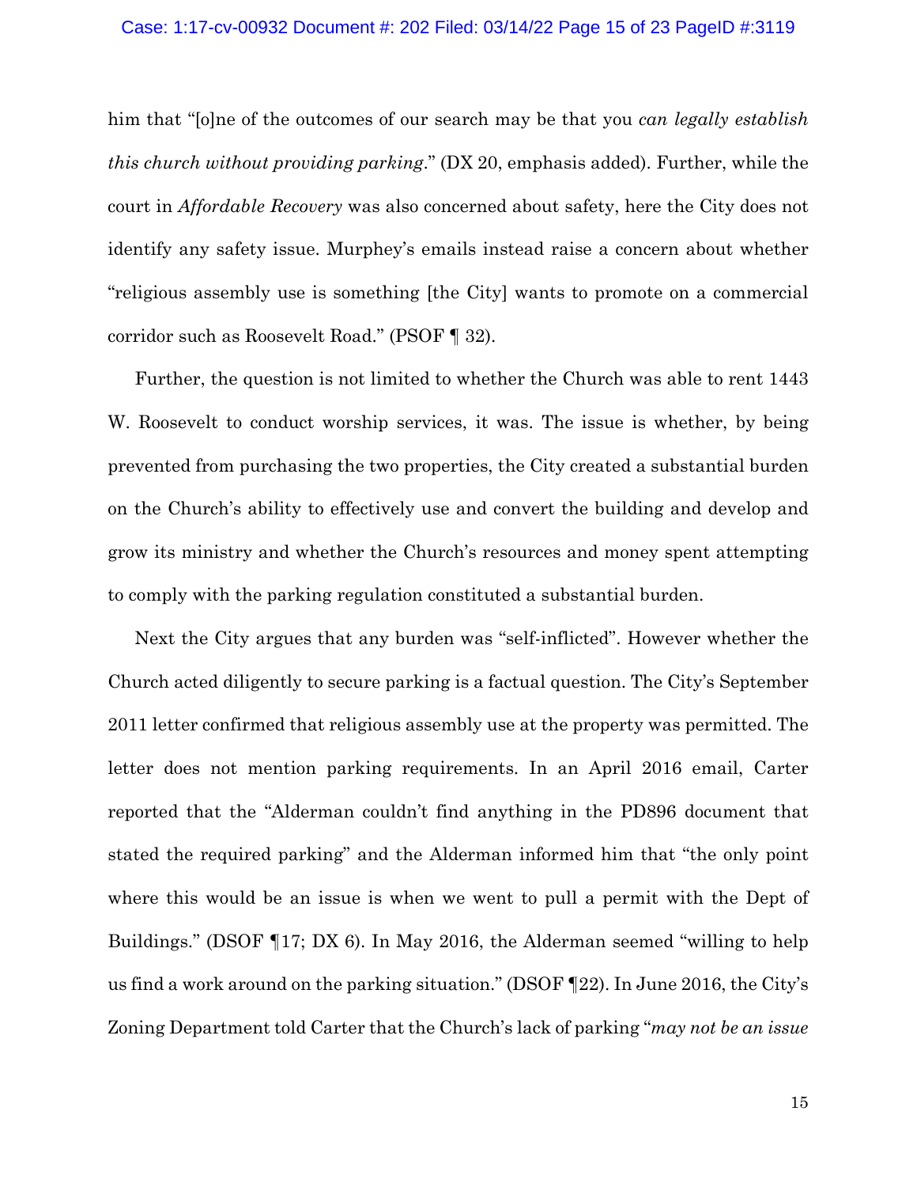him that "[o]ne of the outcomes of our search may be that you *can legally establish this church without providing parking*." (DX 20, emphasis added). Further, while the court in *Affordable Recovery* was also concerned about safety, here the City does not identify any safety issue. Murphey's emails instead raise a concern about whether "religious assembly use is something [the City] wants to promote on a commercial corridor such as Roosevelt Road." (PSOF ¶ 32).

Further, the question is not limited to whether the Church was able to rent 1443 W. Roosevelt to conduct worship services, it was. The issue is whether, by being prevented from purchasing the two properties, the City created a substantial burden on the Church's ability to effectively use and convert the building and develop and grow its ministry and whether the Church's resources and money spent attempting to comply with the parking regulation constituted a substantial burden.

Next the City argues that any burden was "self-inflicted". However whether the Church acted diligently to secure parking is a factual question. The City's September 2011 letter confirmed that religious assembly use at the property was permitted. The letter does not mention parking requirements. In an April 2016 email, Carter reported that the "Alderman couldn't find anything in the PD896 document that stated the required parking" and the Alderman informed him that "the only point where this would be an issue is when we went to pull a permit with the Dept of Buildings." (DSOF ¶17; DX 6). In May 2016, the Alderman seemed "willing to help us find a work around on the parking situation." (DSOF ¶22). In June 2016, the City's Zoning Department told Carter that the Church's lack of parking "*may not be an issue*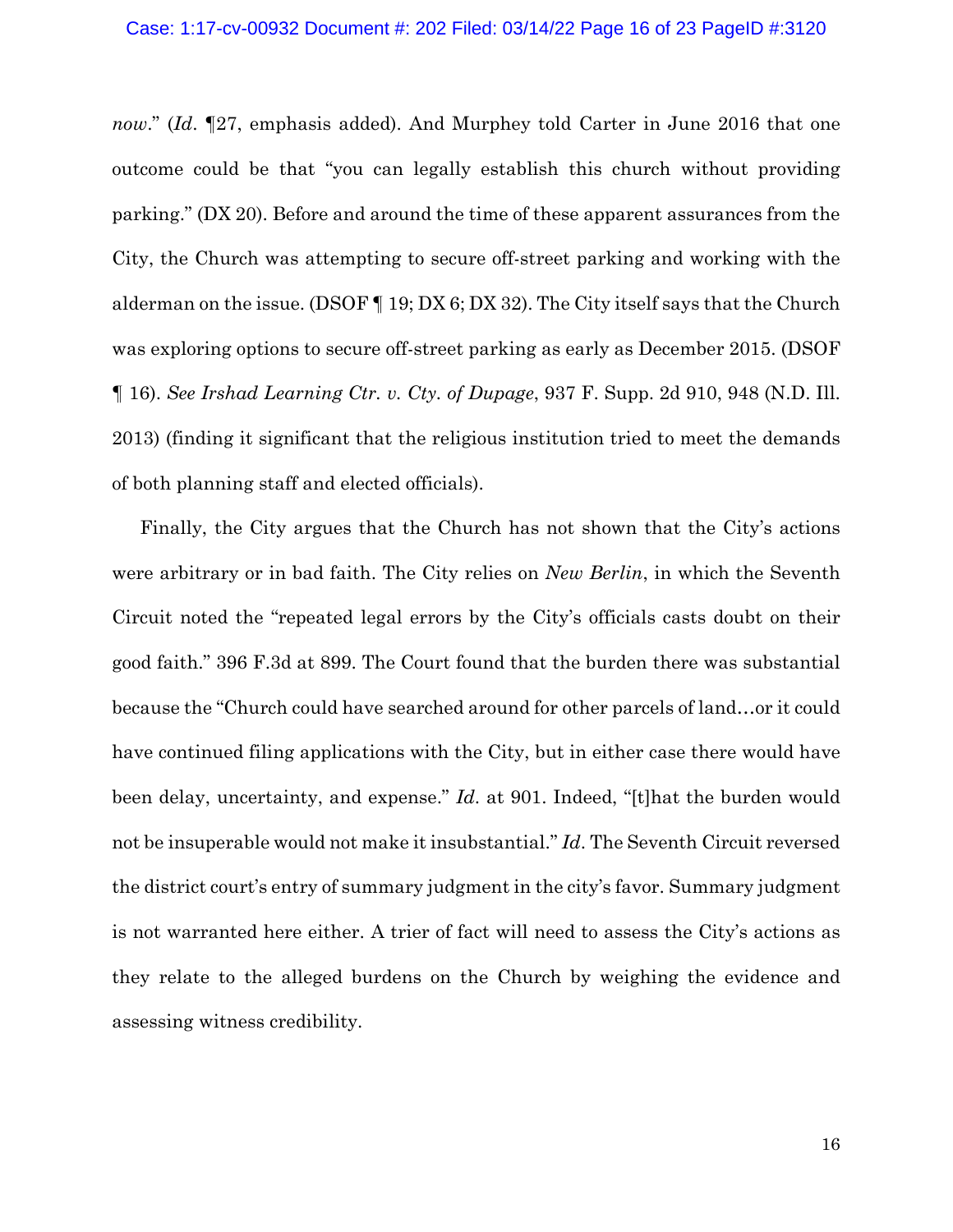*now*." (*Id*. ¶27, emphasis added). And Murphey told Carter in June 2016 that one outcome could be that "you can legally establish this church without providing parking." (DX 20). Before and around the time of these apparent assurances from the City, the Church was attempting to secure off-street parking and working with the alderman on the issue. (DSOF ¶ 19; DX 6; DX 32). The City itself says that the Church was exploring options to secure off-street parking as early as December 2015. (DSOF ¶ 16). *See Irshad Learning Ctr. v. Cty. of Dupage*, 937 F. Supp. 2d 910, 948 (N.D. Ill. 2013) (finding it significant that the religious institution tried to meet the demands of both planning staff and elected officials).

Finally, the City argues that the Church has not shown that the City's actions were arbitrary or in bad faith. The City relies on *New Berlin*, in which the Seventh Circuit noted the "repeated legal errors by the City's officials casts doubt on their good faith." 396 F.3d at 899. The Court found that the burden there was substantial because the "Church could have searched around for other parcels of land…or it could have continued filing applications with the City, but in either case there would have been delay, uncertainty, and expense." *Id*. at 901. Indeed, "[t]hat the burden would not be insuperable would not make it insubstantial." *Id*. The Seventh Circuit reversed the district court's entry of summary judgment in the city's favor. Summary judgment is not warranted here either. A trier of fact will need to assess the City's actions as they relate to the alleged burdens on the Church by weighing the evidence and assessing witness credibility.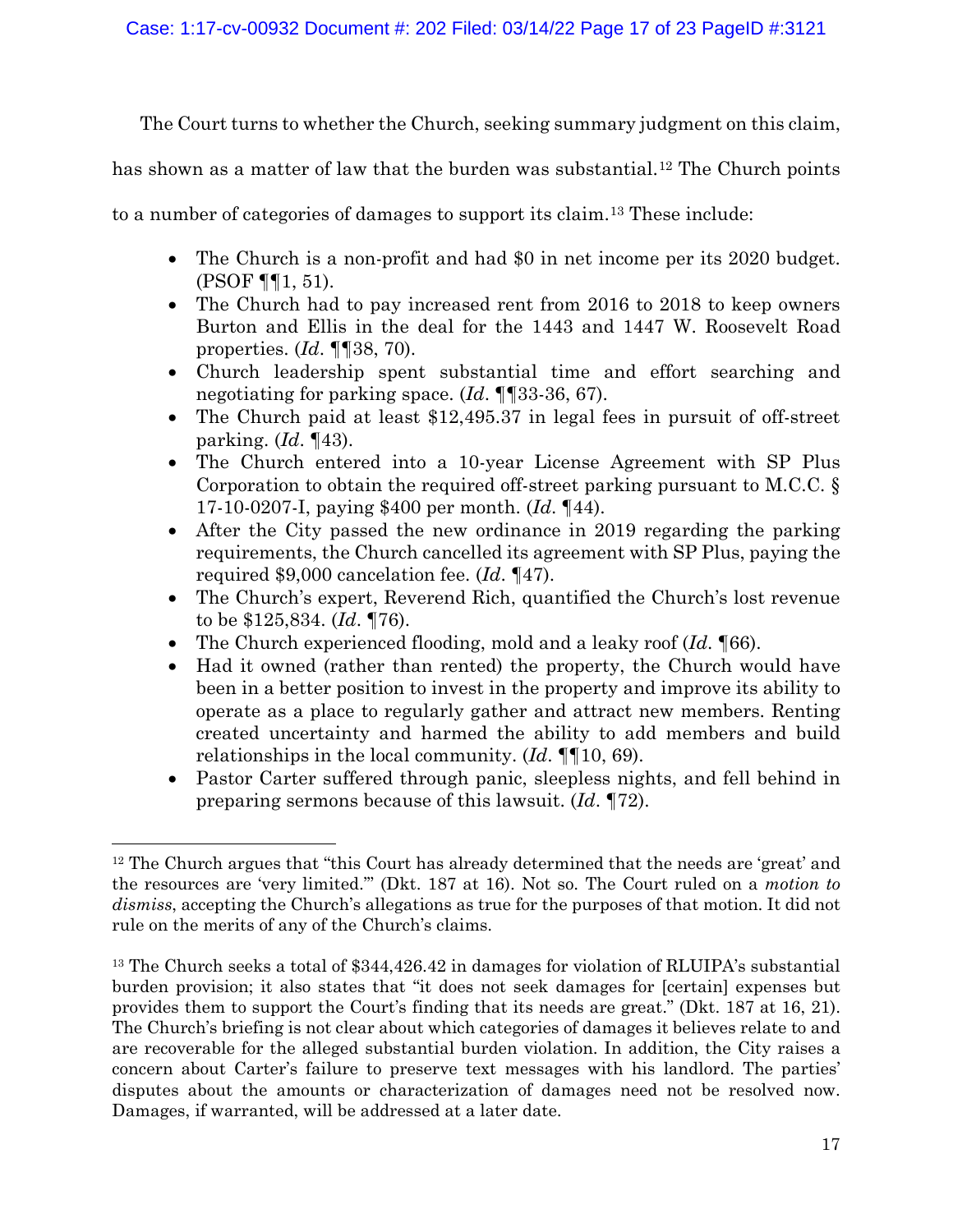The Court turns to whether the Church, seeking summary judgment on this claim, has shown as a matter of law that the burden was substantial.[12] The Church points to a number of categories of damages to support its claim.[13] These include:

- The Church is a non-profit and had $0 in net income per its 2020 budget. (PSOF ¶¶1, 51).
- The Church had to pay increased rent from 2016 to 2018 to keep owners Burton and Ellis in the deal for the 1443 and 1447 W. Roosevelt Road properties. (*Id*. ¶¶38, 70).
- Church leadership spent substantial time and effort searching and negotiating for parking space. (*Id*. ¶¶33-36, 67).
- The Church paid at least $12,495.37 in legal fees in pursuit of off-street parking. (*Id*. ¶43).
- The Church entered into a 10-year License Agreement with SP Plus Corporation to obtain the required off-street parking pursuant to M.C.C. § 17-10-0207-I, paying $400 per month. (*Id*. ¶44).
- After the City passed the new ordinance in 2019 regarding the parking requirements, the Church cancelled its agreement with SP Plus, paying the required $9,000 cancelation fee. (*Id*. ¶47).
- The Church's expert, Reverend Rich, quantified the Church's lost revenue to be $125,834. (*Id*. ¶76).
- The Church experienced flooding, mold and a leaky roof (*Id*. ¶66).
- Had it owned (rather than rented) the property, the Church would have been in a better position to invest in the property and improve its ability to operate as a place to regularly gather and attract new members. Renting created uncertainty and harmed the ability to add members and build relationships in the local community. (*Id*. ¶¶10, 69).
- Pastor Carter suffered through panic, sleepless nights, and fell behind in preparing sermons because of this lawsuit. (*Id*. ¶72).

---

[12] The Church argues that "this Court has already determined that the needs are 'great' and the resources are 'very limited.'" (Dkt. 187 at 16). Not so. The Court ruled on a *motion to dismiss*, accepting the Church's allegations as true for the purposes of that motion. It did not rule on the merits of any of the Church's claims.

[13] The Church seeks a total of $344,426.42 in damages for violation of RLUIPA's substantial burden provision; it also states that "it does not seek damages for [certain] expenses but provides them to support the Court's finding that its needs are great." (Dkt. 187 at 16, 21). The Church's briefing is not clear about which categories of damages it believes relate to and are recoverable for the alleged substantial burden violation. In addition, the City raises a concern about Carter's failure to preserve text messages with his landlord. The parties' disputes about the amounts or characterization of damages need not be resolved now. Damages, if warranted, will be addressed at a later date.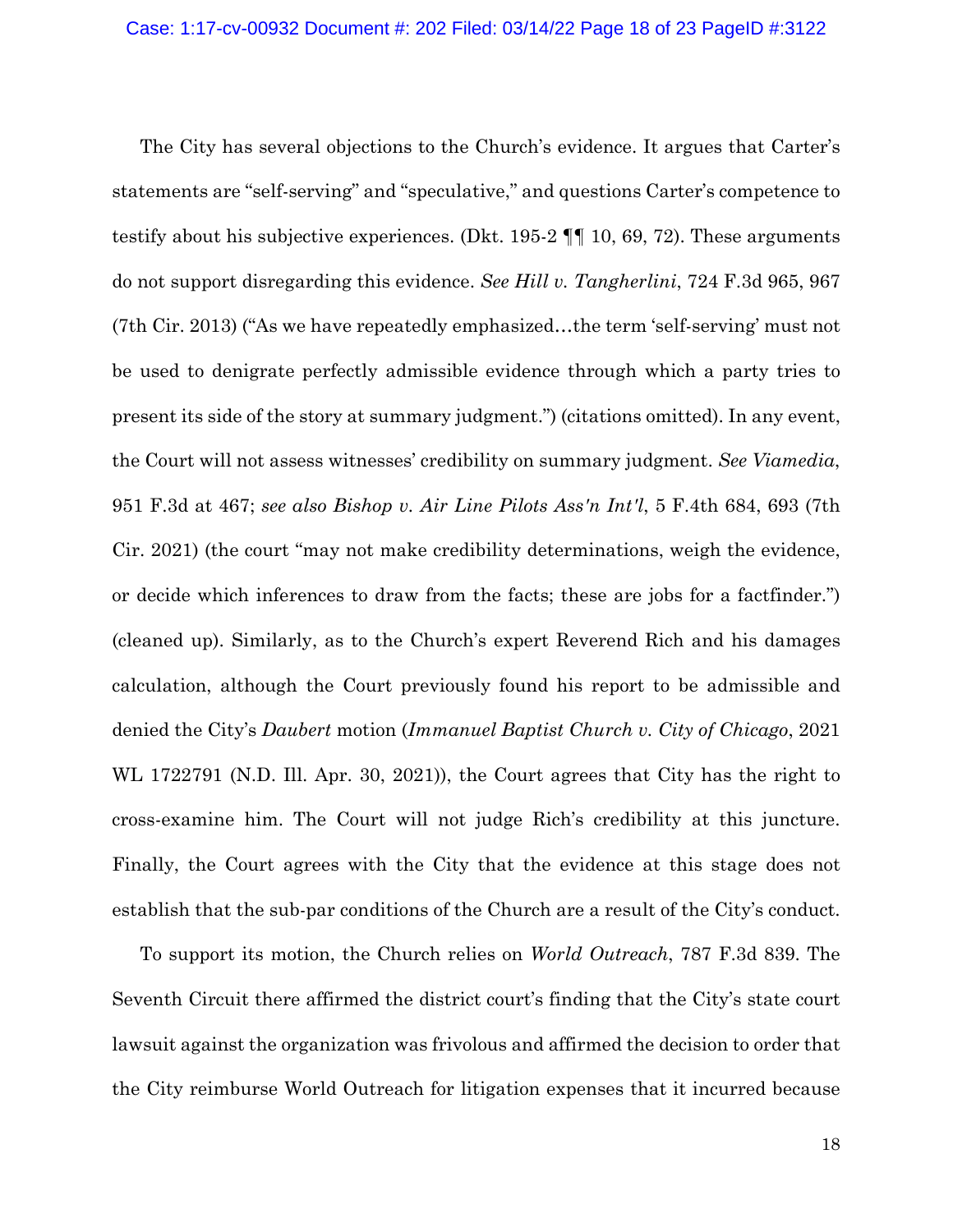The City has several objections to the Church's evidence. It argues that Carter's statements are "self-serving" and "speculative," and questions Carter's competence to testify about his subjective experiences. (Dkt. 195-2 ¶¶ 10, 69, 72). These arguments do not support disregarding this evidence. *See Hill v. Tangherlini*, 724 F.3d 965, 967 (7th Cir. 2013) ("As we have repeatedly emphasized…the term 'self-serving' must not be used to denigrate perfectly admissible evidence through which a party tries to present its side of the story at summary judgment.") (citations omitted). In any event, the Court will not assess witnesses' credibility on summary judgment. *See Viamedia*, 951 F.3d at 467; *see also Bishop v. Air Line Pilots Ass'n Int'l*, 5 F.4th 684, 693 (7th Cir. 2021) (the court "may not make credibility determinations, weigh the evidence, or decide which inferences to draw from the facts; these are jobs for a factfinder.") (cleaned up). Similarly, as to the Church's expert Reverend Rich and his damages calculation, although the Court previously found his report to be admissible and denied the City's *Daubert* motion (*Immanuel Baptist Church v. City of Chicago*, 2021 WL 1722791 (N.D. Ill. Apr. 30, 2021)), the Court agrees that City has the right to cross-examine him. The Court will not judge Rich's credibility at this juncture. Finally, the Court agrees with the City that the evidence at this stage does not establish that the sub-par conditions of the Church are a result of the City's conduct.

To support its motion, the Church relies on *World Outreach*, 787 F.3d 839. The Seventh Circuit there affirmed the district court's finding that the City's state court lawsuit against the organization was frivolous and affirmed the decision to order that the City reimburse World Outreach for litigation expenses that it incurred because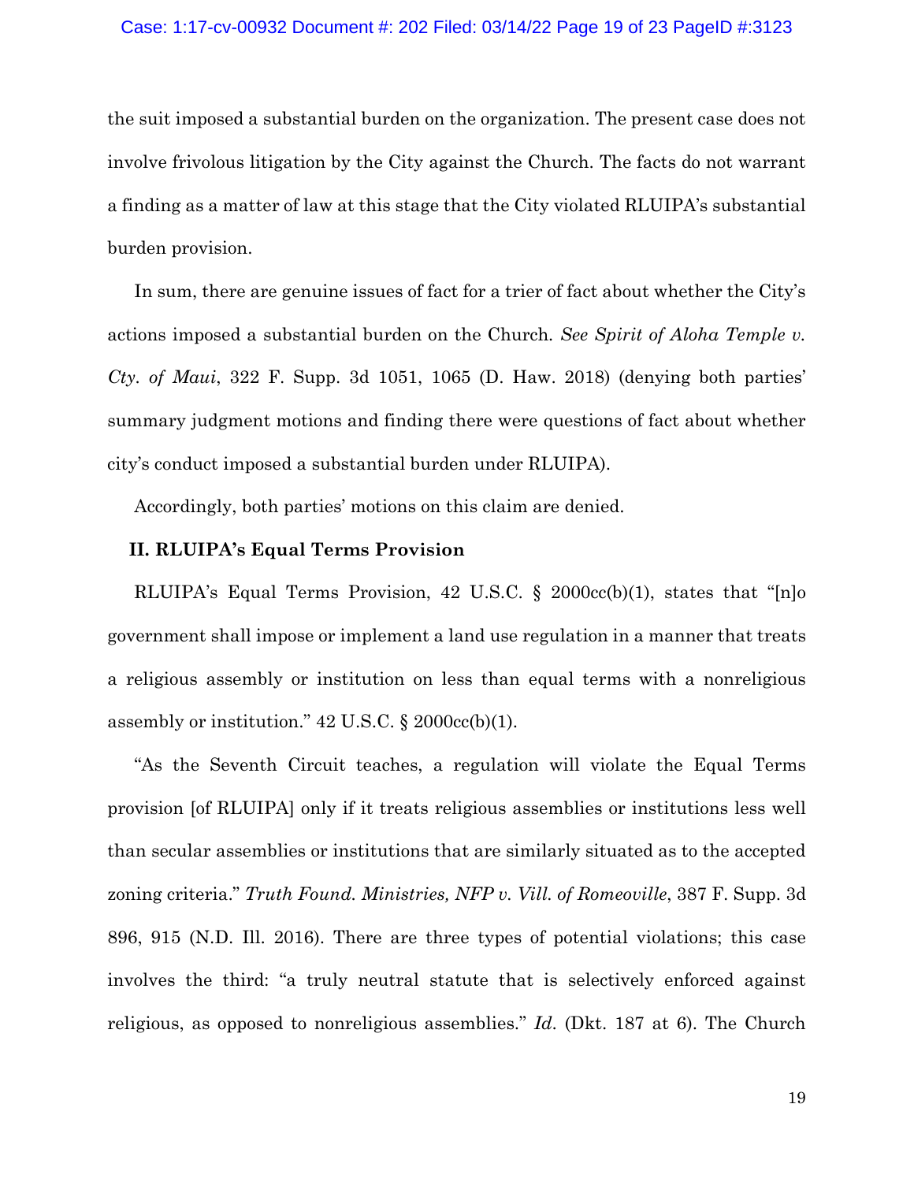the suit imposed a substantial burden on the organization. The present case does not involve frivolous litigation by the City against the Church. The facts do not warrant a finding as a matter of law at this stage that the City violated RLUIPA's substantial burden provision.

In sum, there are genuine issues of fact for a trier of fact about whether the City's actions imposed a substantial burden on the Church. *See Spirit of Aloha Temple v. Cty. of Maui*, 322 F. Supp. 3d 1051, 1065 (D. Haw. 2018) (denying both parties' summary judgment motions and finding there were questions of fact about whether city's conduct imposed a substantial burden under RLUIPA).

Accordingly, both parties' motions on this claim are denied.

## II. RLUIPA's Equal Terms Provision

RLUIPA's Equal Terms Provision, 42 U.S.C. § 2000cc(b)(1), states that "[n]o government shall impose or implement a land use regulation in a manner that treats a religious assembly or institution on less than equal terms with a nonreligious assembly or institution." 42 U.S.C. § 2000cc(b)(1).

"As the Seventh Circuit teaches, a regulation will violate the Equal Terms provision [of RLUIPA] only if it treats religious assemblies or institutions less well than secular assemblies or institutions that are similarly situated as to the accepted zoning criteria." *Truth Found. Ministries, NFP v. Vill. of Romeoville*, 387 F. Supp. 3d 896, 915 (N.D. Ill. 2016). There are three types of potential violations; this case involves the third: "a truly neutral statute that is selectively enforced against religious, as opposed to nonreligious assemblies." *Id*. (Dkt. 187 at 6). The Church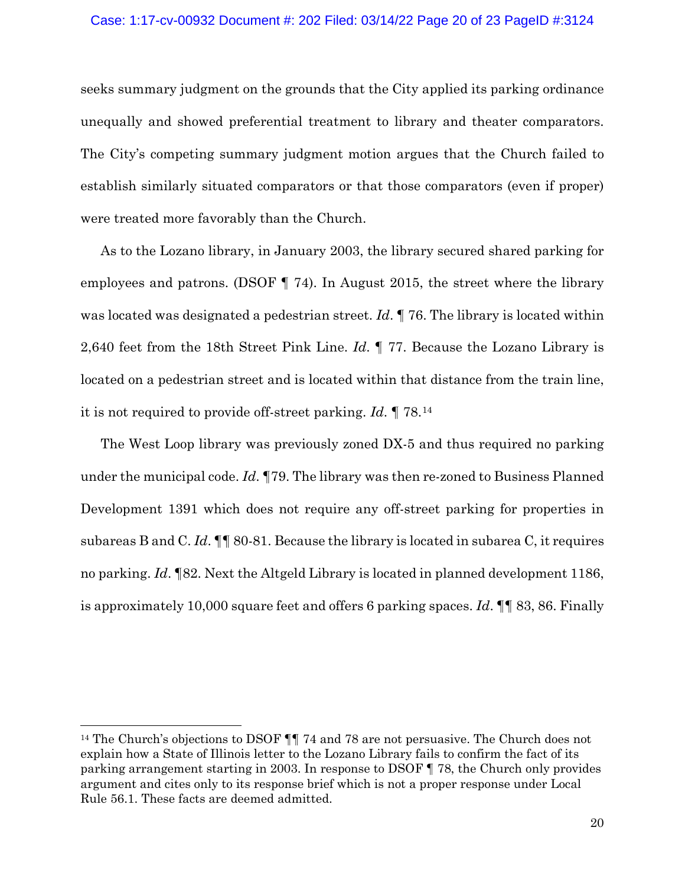seeks summary judgment on the grounds that the City applied its parking ordinance unequally and showed preferential treatment to library and theater comparators. The City's competing summary judgment motion argues that the Church failed to establish similarly situated comparators or that those comparators (even if proper) were treated more favorably than the Church.

As to the Lozano library, in January 2003, the library secured shared parking for employees and patrons. (DSOF ¶ 74). In August 2015, the street where the library was located was designated a pedestrian street. *Id*. ¶ 76. The library is located within 2,640 feet from the 18th Street Pink Line. *Id*. ¶ 77. Because the Lozano Library is located on a pedestrian street and is located within that distance from the train line, it is not required to provide off-street parking. *Id*. ¶ 78.[14]

The West Loop library was previously zoned DX-5 and thus required no parking under the municipal code. *Id*. ¶79. The library was then re-zoned to Business Planned Development 1391 which does not require any off-street parking for properties in subareas B and C. *Id*. ¶¶ 80-81. Because the library is located in subarea C, it requires no parking. *Id*. ¶82. Next the Altgeld Library is located in planned development 1186, is approximately 10,000 square feet and offers 6 parking spaces. *Id*. ¶¶ 83, 86. Finally

---

[14] The Church's objections to DSOF ¶¶ 74 and 78 are not persuasive. The Church does not explain how a State of Illinois letter to the Lozano Library fails to confirm the fact of its parking arrangement starting in 2003. In response to DSOF ¶ 78, the Church only provides argument and cites only to its response brief which is not a proper response under Local Rule 56.1. These facts are deemed admitted.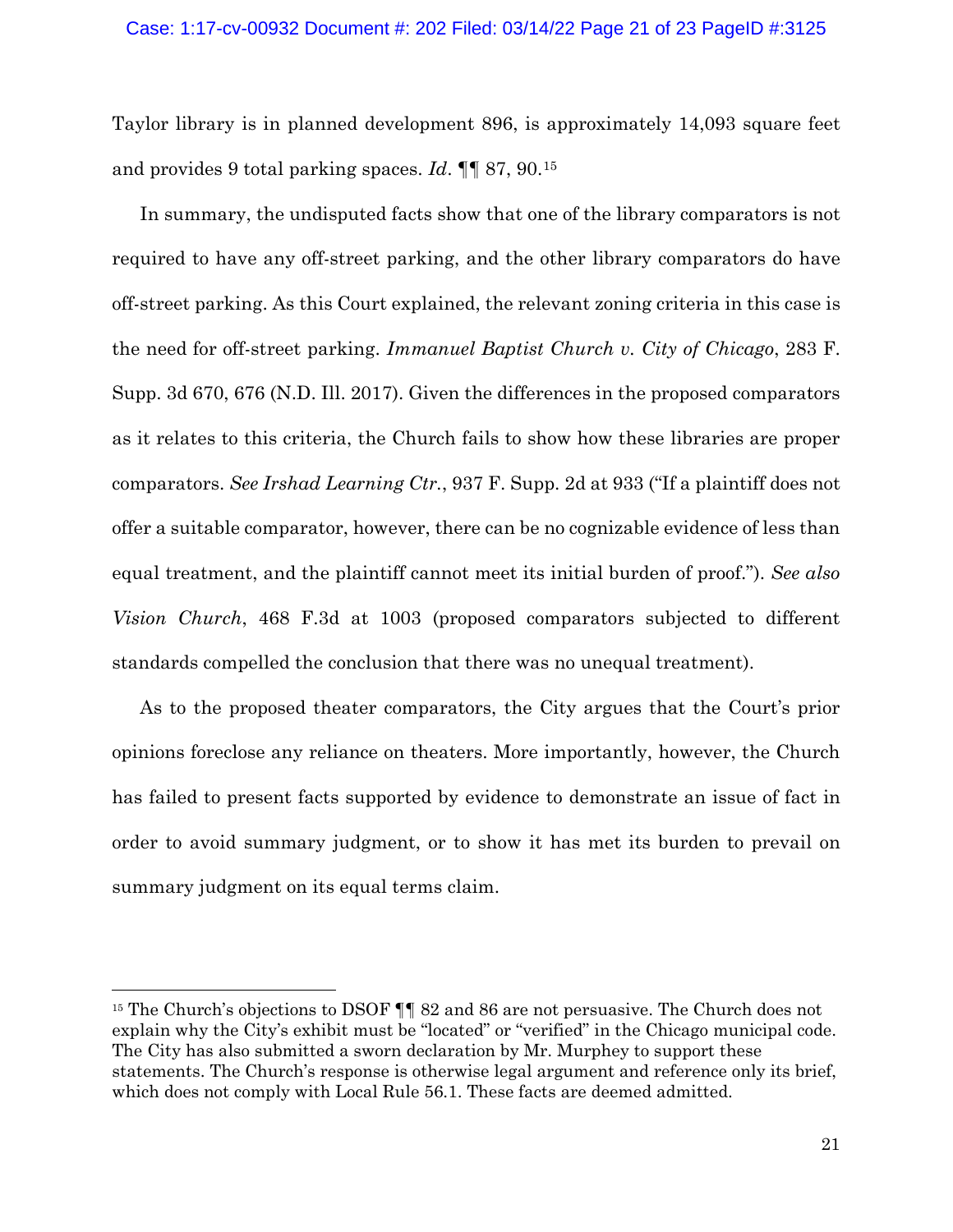Taylor library is in planned development 896, is approximately 14,093 square feet and provides 9 total parking spaces. *Id*. ¶¶ 87, 90.[15]

In summary, the undisputed facts show that one of the library comparators is not required to have any off-street parking, and the other library comparators do have off-street parking. As this Court explained, the relevant zoning criteria in this case is the need for off-street parking. *Immanuel Baptist Church v. City of Chicago*, 283 F. Supp. 3d 670, 676 (N.D. Ill. 2017). Given the differences in the proposed comparators as it relates to this criteria, the Church fails to show how these libraries are proper comparators. *See Irshad Learning Ctr.*, 937 F. Supp. 2d at 933 ("If a plaintiff does not offer a suitable comparator, however, there can be no cognizable evidence of less than equal treatment, and the plaintiff cannot meet its initial burden of proof."). *See also Vision Church*, 468 F.3d at 1003 (proposed comparators subjected to different standards compelled the conclusion that there was no unequal treatment).

As to the proposed theater comparators, the City argues that the Court's prior opinions foreclose any reliance on theaters. More importantly, however, the Church has failed to present facts supported by evidence to demonstrate an issue of fact in order to avoid summary judgment, or to show it has met its burden to prevail on summary judgment on its equal terms claim.

---

[15] The Church's objections to DSOF ¶¶ 82 and 86 are not persuasive. The Church does not explain why the City's exhibit must be "located" or "verified" in the Chicago municipal code. The City has also submitted a sworn declaration by Mr. Murphey to support these statements. The Church's response is otherwise legal argument and reference only its brief, which does not comply with Local Rule 56.1. These facts are deemed admitted.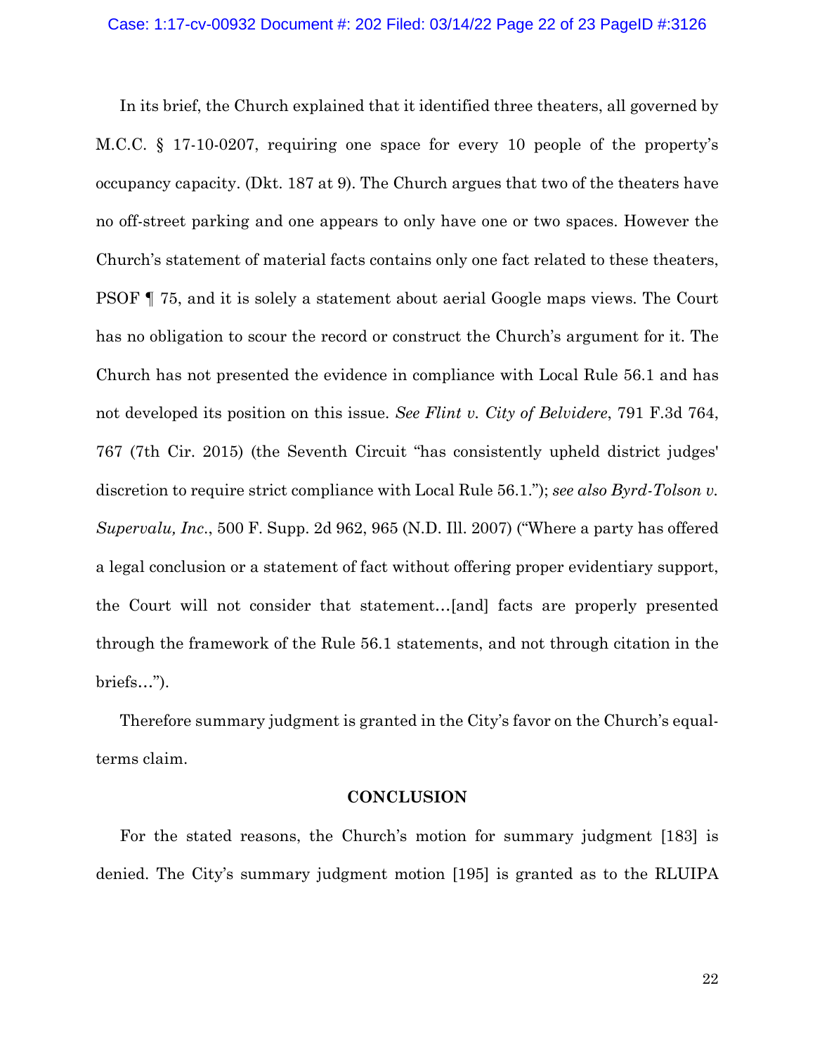In its brief, the Church explained that it identified three theaters, all governed by M.C.C. § 17-10-0207, requiring one space for every 10 people of the property's occupancy capacity. (Dkt. 187 at 9). The Church argues that two of the theaters have no off-street parking and one appears to only have one or two spaces. However the Church's statement of material facts contains only one fact related to these theaters, PSOF ¶ 75, and it is solely a statement about aerial Google maps views. The Court has no obligation to scour the record or construct the Church's argument for it. The Church has not presented the evidence in compliance with Local Rule 56.1 and has not developed its position on this issue. *See Flint v. City of Belvidere*, 791 F.3d 764, 767 (7th Cir. 2015) (the Seventh Circuit "has consistently upheld district judges' discretion to require strict compliance with Local Rule 56.1."); *see also Byrd-Tolson v. Supervalu, Inc.*, 500 F. Supp. 2d 962, 965 (N.D. Ill. 2007) ("Where a party has offered a legal conclusion or a statement of fact without offering proper evidentiary support, the Court will not consider that statement…[and] facts are properly presented through the framework of the Rule 56.1 statements, and not through citation in the briefs…").

Therefore summary judgment is granted in the City's favor on the Church's equal-terms claim.

## CONCLUSION

For the stated reasons, the Church's motion for summary judgment [183] is denied. The City's summary judgment motion [195] is granted as to the RLUIPA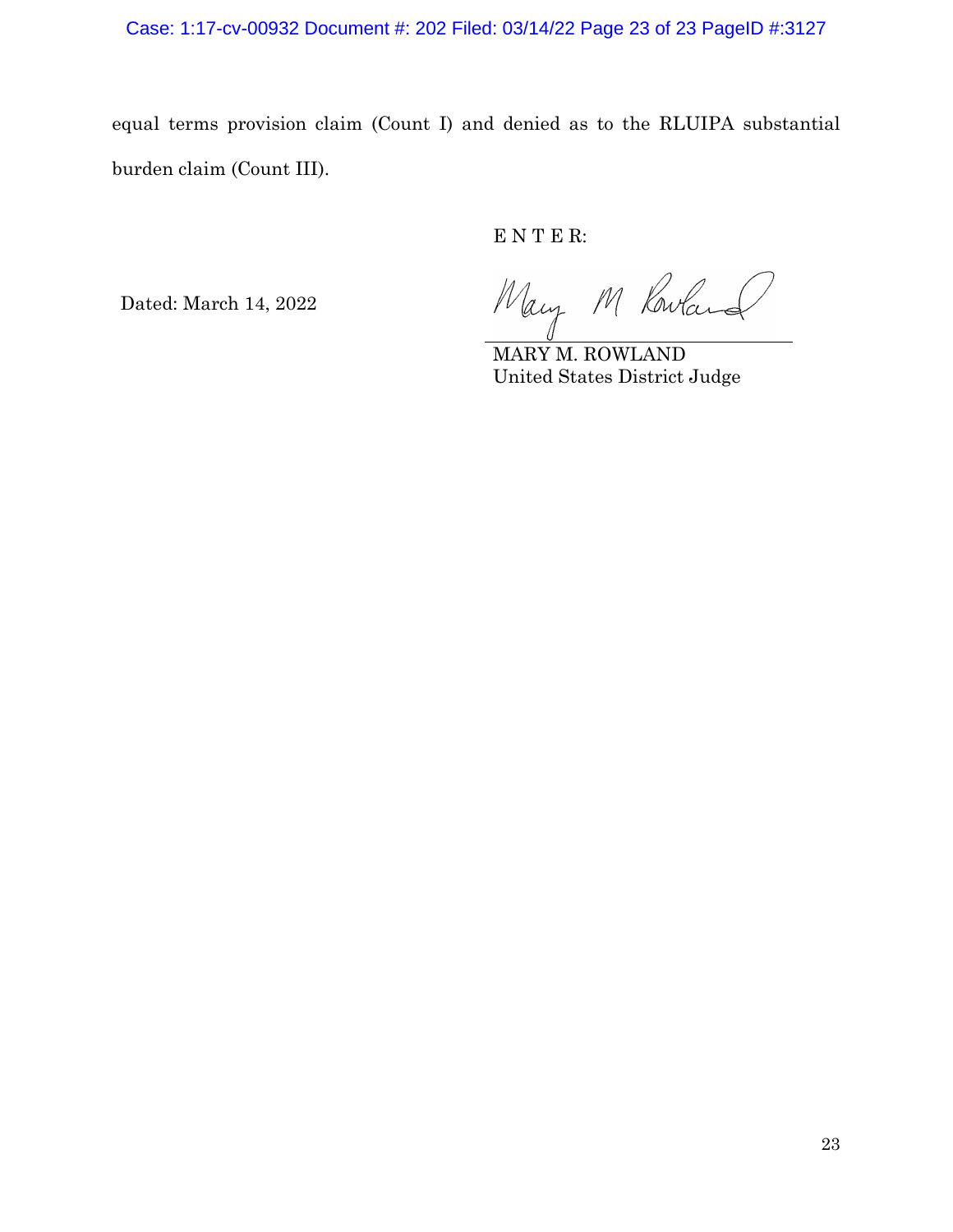equal terms provision claim (Count I) and denied as to the RLUIPA substantial burden claim (Count III).

E N T E R:

Dated: March 14, 2022

MARY M. ROWLAND
United States District Judge